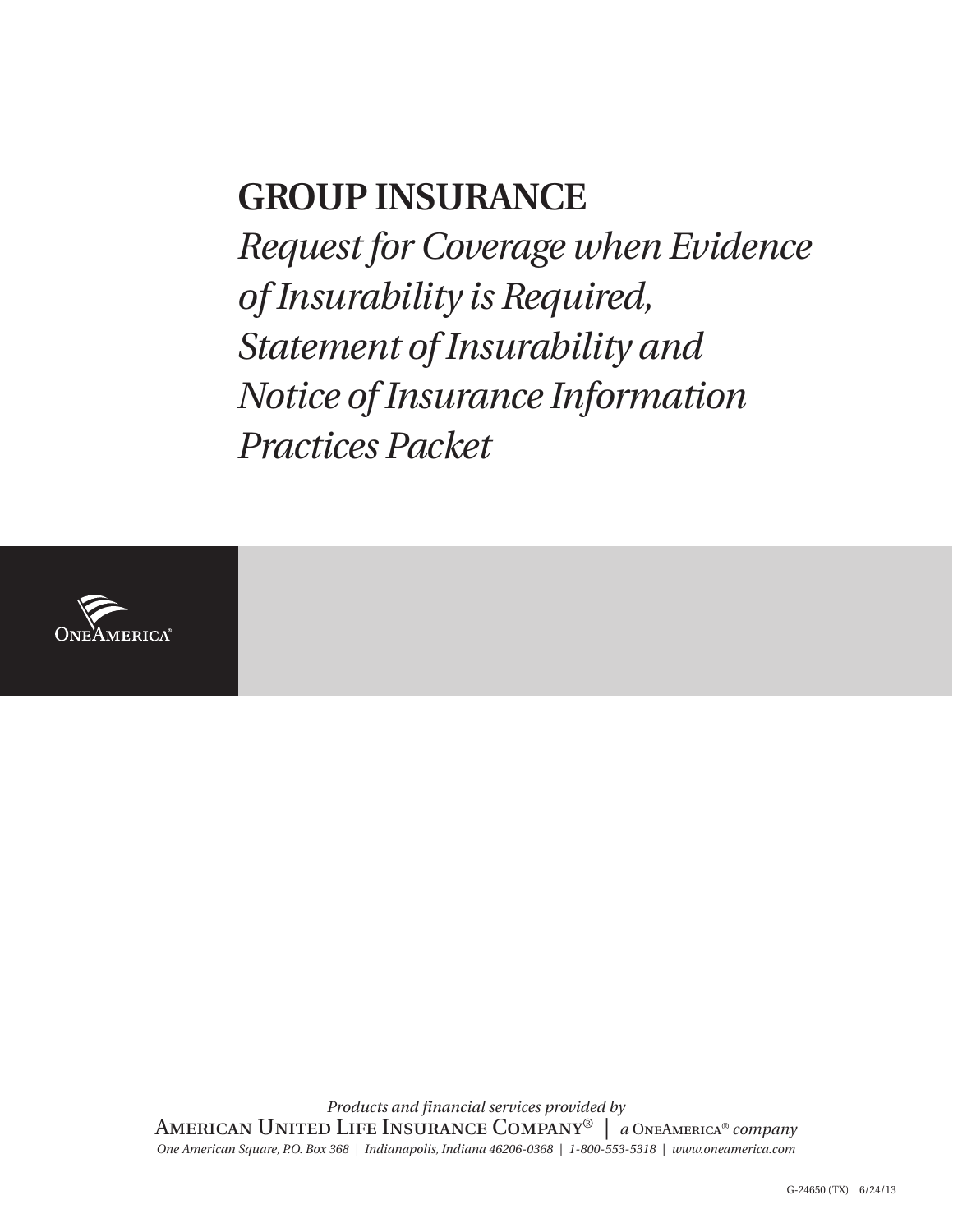# GROUP INSURANCE

*Request for Coverage when Evidence of Insurability is Required, Statement of Insurability and Notice of Insurance Information Practices Packet*

ONEAMERICA®

*Products and financial services provided by*

AMERICAN UNITED LIFE INSURANCE COMPANY® | *a* ONEAMERICA® *company*

*One American Square, P.O. Box 368 | Indianapolis, Indiana 46206-0368 | 1-800-553-5318 | www.oneamerica.com*

G-24650 (TX) 6/24/13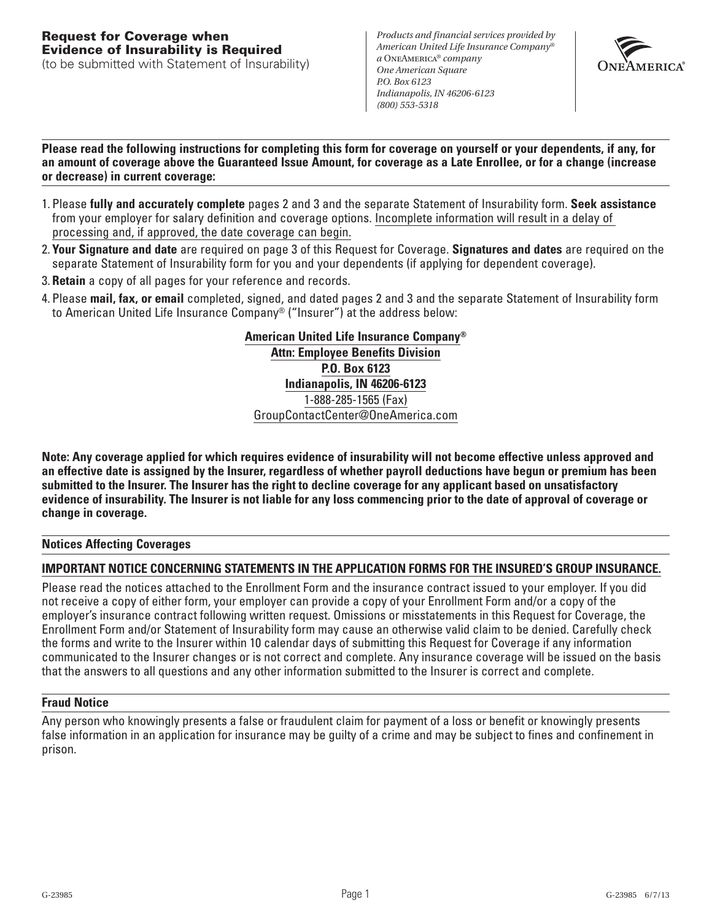# Request for Coverage when Evidence of Insurability is Required

(to be submitted with Statement of Insurability)

*Products and financial services provided by American United Life Insurance Company® a OneAmerica® company*
*One American Square*
*P.O. Box 6123*
*Indianapolis, IN 46206-6123*
*(800) 553-5318*

OneAmerica®

**Please read the following instructions for completing this form for coverage on yourself or your dependents, if any, for an amount of coverage above the Guaranteed Issue Amount, for coverage as a Late Enrollee, or for a change (increase or decrease) in current coverage:**

1. Please **fully and accurately complete** pages 2 and 3 and the separate Statement of Insurability form. **Seek assistance** from your employer for salary definition and coverage options. Incomplete information will result in a delay of processing and, if approved, the date coverage can begin.
2. **Your Signature and date** are required on page 3 of this Request for Coverage. **Signatures and dates** are required on the separate Statement of Insurability form for you and your dependents (if applying for dependent coverage).
3. **Retain** a copy of all pages for your reference and records.
4. Please **mail, fax, or email** completed, signed, and dated pages 2 and 3 and the separate Statement of Insurability form to American United Life Insurance Company® ("Insurer") at the address below:

**American United Life Insurance Company®**
**Attn: Employee Benefits Division**
**P.O. Box 6123**
**Indianapolis, IN 46206-6123**
1-888-285-1565 (Fax)
GroupContactCenter@OneAmerica.com

**Note: Any coverage applied for which requires evidence of insurability will not become effective unless approved and an effective date is assigned by the Insurer, regardless of whether payroll deductions have begun or premium has been submitted to the Insurer. The Insurer has the right to decline coverage for any applicant based on unsatisfactory evidence of insurability. The Insurer is not liable for any loss commencing prior to the date of approval of coverage or change in coverage.**

## Notices Affecting Coverages

**IMPORTANT NOTICE CONCERNING STATEMENTS IN THE APPLICATION FORMS FOR THE INSURED'S GROUP INSURANCE.**

Please read the notices attached to the Enrollment Form and the insurance contract issued to your employer. If you did not receive a copy of either form, your employer can provide a copy of your Enrollment Form and/or a copy of the employer's insurance contract following written request. Omissions or misstatements in this Request for Coverage, the Enrollment Form and/or Statement of Insurability form may cause an otherwise valid claim to be denied. Carefully check the forms and write to the Insurer within 10 calendar days of submitting this Request for Coverage if any information communicated to the Insurer changes or is not correct and complete. Any insurance coverage will be issued on the basis that the answers to all questions and any other information submitted to the Insurer is correct and complete.

## Fraud Notice

Any person who knowingly presents a false or fraudulent claim for payment of a loss or benefit or knowingly presents false information in an application for insurance may be guilty of a crime and may be subject to fines and confinement in prison.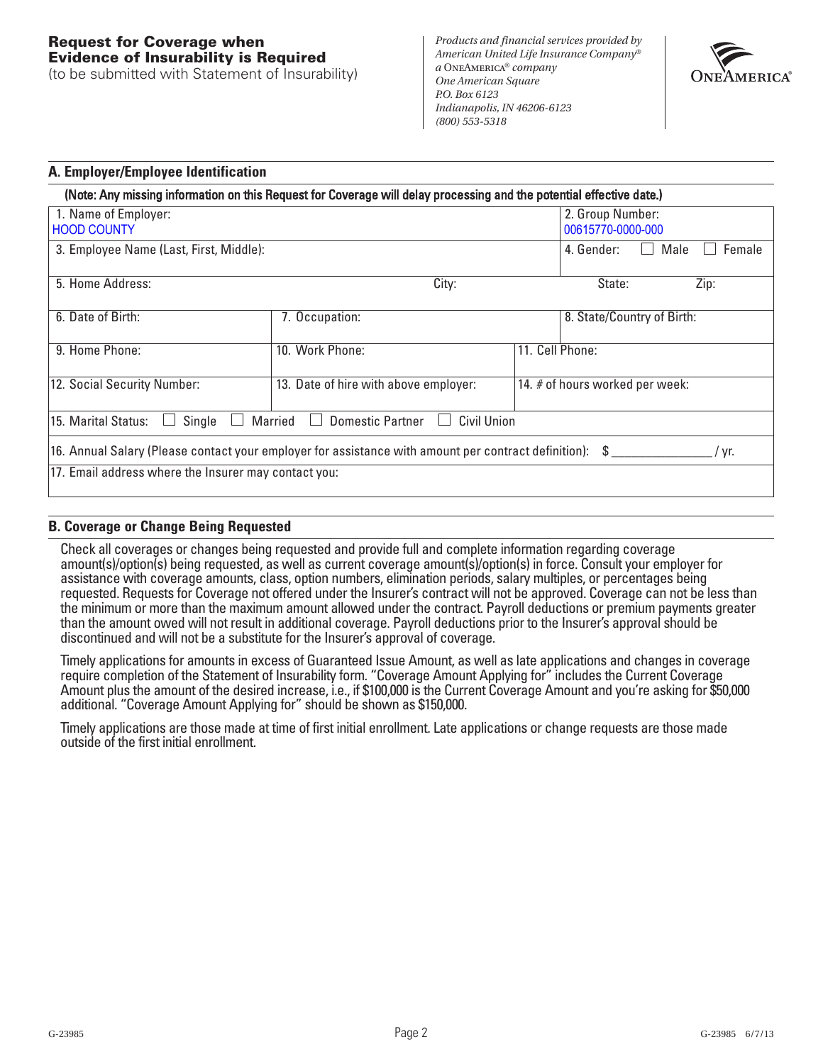# Request for Coverage when Evidence of Insurability is Required

(to be submitted with Statement of Insurability)

*Products and financial services provided by American United Life Insurance Company® a OneAmerica® company*
*One American Square*
*P.O. Box 6123*
*Indianapolis, IN 46206-6123*
*(800) 553-5318*

ONEAMERICA®

## A. Employer/Employee Identification

**(Note: Any missing information on this Request for Coverage will delay processing and the potential effective date.)**

| | | |
|---|---|---|
| 1. Name of Employer: HOOD COUNTY | | 2. Group Number: 00615770-0000-000 |
| 3. Employee Name (Last, First, Middle): | | 4. Gender: ☐ Male ☐ Female |
| 5. Home Address: | City: | State: Zip: |
| 6. Date of Birth: | 7. Occupation: | 8. State/Country of Birth: |
| 9. Home Phone: | 10. Work Phone: | 11. Cell Phone: |
| 12. Social Security Number: | 13. Date of hire with above employer: | 14. # of hours worked per week: |

15. Marital Status: ☐ Single ☐ Married ☐ Domestic Partner ☐ Civil Union

16. Annual Salary (Please contact your employer for assistance with amount per contract definition): $ _______________ / yr.

17. Email address where the Insurer may contact you:

## B. Coverage or Change Being Requested

Check all coverages or changes being requested and provide full and complete information regarding coverage amount(s)/option(s) being requested, as well as current coverage amount(s)/option(s) in force. Consult your employer for assistance with coverage amounts, class, option numbers, elimination periods, salary multiples, or percentages being requested. Requests for Coverage not offered under the Insurer's contract will not be approved. Coverage can not be less than the minimum or more than the maximum amount allowed under the contract. Payroll deductions or premium payments greater than the amount owed will not result in additional coverage. Payroll deductions prior to the Insurer's approval should be discontinued and will not be a substitute for the Insurer's approval of coverage.

Timely applications for amounts in excess of Guaranteed Issue Amount, as well as late applications and changes in coverage require completion of the Statement of Insurability form. "Coverage Amount Applying for" includes the Current Coverage Amount plus the amount of the desired increase, i.e., if $100,000 is the Current Coverage Amount and you're asking for $50,000 additional. "Coverage Amount Applying for" should be shown as $150,000.

Timely applications are those made at time of first initial enrollment. Late applications or change requests are those made outside of the first initial enrollment.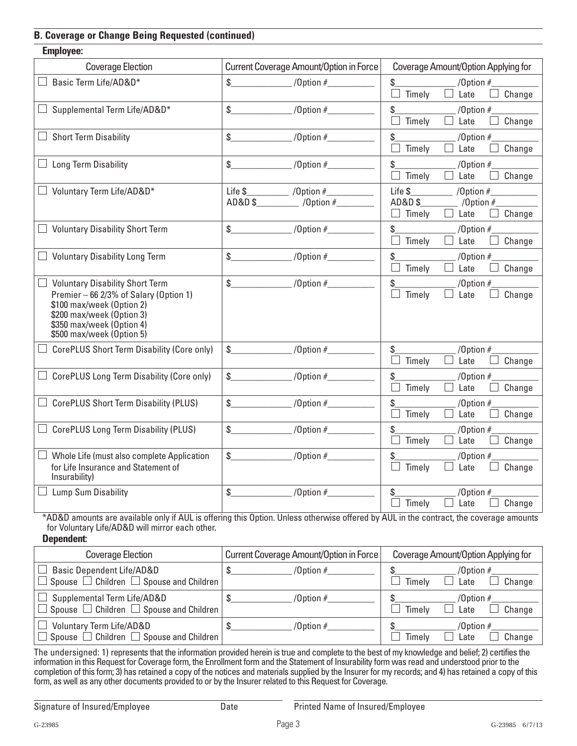### B. Coverage or Change Being Requested (continued)

**Employee:**

| Coverage Election | Current Coverage Amount/Option in Force | Coverage Amount/Option Applying for |
|---|---|---|
| ☐ Basic Term Life/AD&D* | $\_\_\_\_\_\_\_\_ /Option #\_\_\_\_\_\_ | $\_\_\_\_\_\_\_\_ /Option #\_\_\_\_\_\_ ☐ Timely ☐ Late ☐ Change |
| ☐ Supplemental Term Life/AD&D* | $\_\_\_\_\_\_\_\_ /Option #\_\_\_\_\_\_ | $\_\_\_\_\_\_\_\_ /Option #\_\_\_\_\_\_ ☐ Timely ☐ Late ☐ Change |
| ☐ Short Term Disability | $\_\_\_\_\_\_\_\_ /Option #\_\_\_\_\_\_ | $\_\_\_\_\_\_\_\_ /Option #\_\_\_\_\_\_ ☐ Timely ☐ Late ☐ Change |
| ☐ Long Term Disability | $\_\_\_\_\_\_\_\_ /Option #\_\_\_\_\_\_ | $\_\_\_\_\_\_\_\_ /Option #\_\_\_\_\_\_ ☐ Timely ☐ Late ☐ Change |
| ☐ Voluntary Term Life/AD&D* | Life $\_\_\_\_\_\_ /Option #\_\_\_\_\_\_ AD&D $\_\_\_\_\_\_ /Option #\_\_\_\_\_\_ | Life $\_\_\_\_\_\_ /Option #\_\_\_\_\_\_ AD&D $\_\_\_\_\_\_ /Option #\_\_\_\_\_\_ ☐ Timely ☐ Late ☐ Change |
| ☐ Voluntary Disability Short Term | $\_\_\_\_\_\_\_\_ /Option #\_\_\_\_\_\_ | $\_\_\_\_\_\_\_\_ /Option #\_\_\_\_\_\_ ☐ Timely ☐ Late ☐ Change |
| ☐ Voluntary Disability Long Term | $\_\_\_\_\_\_\_\_ /Option #\_\_\_\_\_\_ | $\_\_\_\_\_\_\_\_ /Option #\_\_\_\_\_\_ ☐ Timely ☐ Late ☐ Change |
| ☐ Voluntary Disability Short Term Premier – 66 2/3% of Salary (Option 1) $100 max/week (Option 2) $200 max/week (Option 3) $350 max/week (Option 4) $500 max/week (Option 5) | $\_\_\_\_\_\_\_\_ /Option #\_\_\_\_\_\_ | $\_\_\_\_\_\_\_\_ /Option #\_\_\_\_\_\_ ☐ Timely ☐ Late ☐ Change |
| ☐ CorePLUS Short Term Disability (Core only) | $\_\_\_\_\_\_\_\_ /Option #\_\_\_\_\_\_ | $\_\_\_\_\_\_\_\_ /Option #\_\_\_\_\_\_ ☐ Timely ☐ Late ☐ Change |
| ☐ CorePLUS Long Term Disability (Core only) | $\_\_\_\_\_\_\_\_ /Option #\_\_\_\_\_\_ | $\_\_\_\_\_\_\_\_ /Option #\_\_\_\_\_\_ ☐ Timely ☐ Late ☐ Change |
| ☐ CorePLUS Short Term Disability (PLUS) | $\_\_\_\_\_\_\_\_ /Option #\_\_\_\_\_\_ | $\_\_\_\_\_\_\_\_ /Option #\_\_\_\_\_\_ ☐ Timely ☐ Late ☐ Change |
| ☐ CorePLUS Long Term Disability (PLUS) | $\_\_\_\_\_\_\_\_ /Option #\_\_\_\_\_\_ | $\_\_\_\_\_\_\_\_ /Option #\_\_\_\_\_\_ ☐ Timely ☐ Late ☐ Change |
| ☐ Whole Life (must also complete Application for Life Insurance and Statement of Insurability) | $\_\_\_\_\_\_\_\_ /Option #\_\_\_\_\_\_ | $\_\_\_\_\_\_\_\_ /Option #\_\_\_\_\_\_ ☐ Timely ☐ Late ☐ Change |
| ☐ Lump Sum Disability | $\_\_\_\_\_\_\_\_ /Option #\_\_\_\_\_\_ | $\_\_\_\_\_\_\_\_ /Option #\_\_\_\_\_\_ ☐ Timely ☐ Late ☐ Change |

*AD&D amounts are available only if AUL is offering this Option. Unless otherwise offered by AUL in the contract, the coverage amounts for Voluntary Life/AD&D will mirror each other.

**Dependent:**

| Coverage Election | Current Coverage Amount/Option in Force | Coverage Amount/Option Applying for |
|---|---|---|
| ☐ Basic Dependent Life/AD&D ☐ Spouse ☐ Children ☐ Spouse and Children | $\_\_\_\_\_\_\_\_ /Option #\_\_\_\_\_\_ | $\_\_\_\_\_\_\_\_ /Option #\_\_\_\_\_\_ ☐ Timely ☐ Late ☐ Change |
| ☐ Supplemental Term Life/AD&D ☐ Spouse ☐ Children ☐ Spouse and Children | $\_\_\_\_\_\_\_\_ /Option #\_\_\_\_\_\_ | $\_\_\_\_\_\_\_\_ /Option #\_\_\_\_\_\_ ☐ Timely ☐ Late ☐ Change |
| ☐ Voluntary Term Life/AD&D ☐ Spouse ☐ Children ☐ Spouse and Children | $\_\_\_\_\_\_\_\_ /Option #\_\_\_\_\_\_ | $\_\_\_\_\_\_\_\_ /Option #\_\_\_\_\_\_ ☐ Timely ☐ Late ☐ Change |

The undersigned: 1) represents that the information provided herein is true and complete to the best of my knowledge and belief; 2) certifies the information in this Request for Coverage form, the Enrollment form and the Statement of Insurability form was read and understood prior to the completion of this form; 3) has retained a copy of the notices and materials supplied by the Insurer for my records; and 4) has retained a copy of this form, as well as any other documents provided to or by the Insurer related to this Request for Coverage.

\_\_\_\_\_\_\_\_\_\_\_\_\_\_\_\_\_\_\_\_\_\_\_\_\_\_\_\_\_\_\_\_\_\_\_\_ \_\_\_\_\_\_\_\_\_\_\_\_\_\_\_\_\_\_\_\_\_\_\_\_\_\_\_\_\_\_\_\_\_\_\_\_

Signature of Insured/Employee &nbsp;&nbsp;&nbsp; Date &nbsp;&nbsp;&nbsp; Printed Name of Insured/Employee

G-23985 &nbsp;&nbsp;&nbsp; G-23985 6/7/13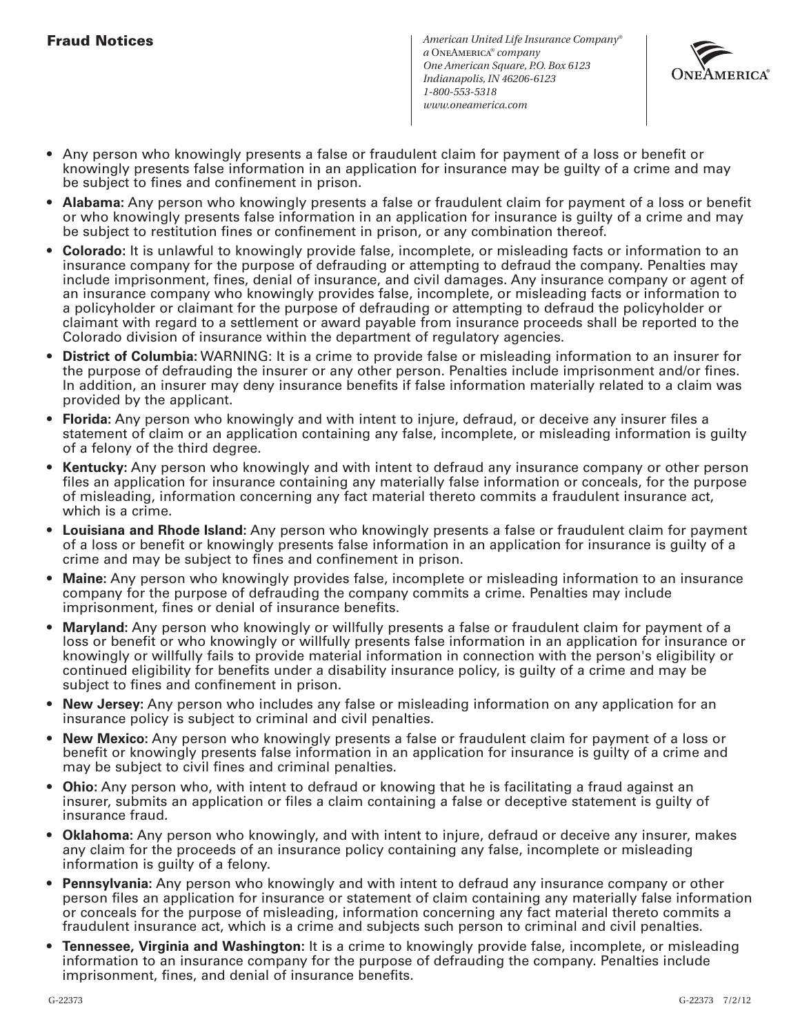# Fraud Notices

*American United Life Insurance Company®*
*a OneAmerica® company*
*One American Square, P.O. Box 6123*
*Indianapolis, IN 46206-6123*
*1-800-553-5318*
*www.oneamerica.com*

- Any person who knowingly presents a false or fraudulent claim for payment of a loss or benefit or knowingly presents false information in an application for insurance may be guilty of a crime and may be subject to fines and confinement in prison.
- **Alabama:** Any person who knowingly presents a false or fraudulent claim for payment of a loss or benefit or who knowingly presents false information in an application for insurance is guilty of a crime and may be subject to restitution fines or confinement in prison, or any combination thereof.
- **Colorado:** It is unlawful to knowingly provide false, incomplete, or misleading facts or information to an insurance company for the purpose of defrauding or attempting to defraud the company. Penalties may include imprisonment, fines, denial of insurance, and civil damages. Any insurance company or agent of an insurance company who knowingly provides false, incomplete, or misleading facts or information to a policyholder or claimant for the purpose of defrauding or attempting to defraud the policyholder or claimant with regard to a settlement or award payable from insurance proceeds shall be reported to the Colorado division of insurance within the department of regulatory agencies.
- **District of Columbia:** WARNING: It is a crime to provide false or misleading information to an insurer for the purpose of defrauding the insurer or any other person. Penalties include imprisonment and/or fines. In addition, an insurer may deny insurance benefits if false information materially related to a claim was provided by the applicant.
- **Florida:** Any person who knowingly and with intent to injure, defraud, or deceive any insurer files a statement of claim or an application containing any false, incomplete, or misleading information is guilty of a felony of the third degree.
- **Kentucky:** Any person who knowingly and with intent to defraud any insurance company or other person files an application for insurance containing any materially false information or conceals, for the purpose of misleading, information concerning any fact material thereto commits a fraudulent insurance act, which is a crime.
- **Louisiana and Rhode Island:** Any person who knowingly presents a false or fraudulent claim for payment of a loss or benefit or knowingly presents false information in an application for insurance is guilty of a crime and may be subject to fines and confinement in prison.
- **Maine:** Any person who knowingly provides false, incomplete or misleading information to an insurance company for the purpose of defrauding the company commits a crime. Penalties may include imprisonment, fines or denial of insurance benefits.
- **Maryland:** Any person who knowingly or willfully presents a false or fraudulent claim for payment of a loss or benefit or who knowingly or willfully presents false information in an application for insurance or knowingly or willfully fails to provide material information in connection with the person's eligibility or continued eligibility for benefits under a disability insurance policy, is guilty of a crime and may be subject to fines and confinement in prison.
- **New Jersey:** Any person who includes any false or misleading information on any application for an insurance policy is subject to criminal and civil penalties.
- **New Mexico:** Any person who knowingly presents a false or fraudulent claim for payment of a loss or benefit or knowingly presents false information in an application for insurance is guilty of a crime and may be subject to civil fines and criminal penalties.
- **Ohio:** Any person who, with intent to defraud or knowing that he is facilitating a fraud against an insurer, submits an application or files a claim containing a false or deceptive statement is guilty of insurance fraud.
- **Oklahoma:** Any person who knowingly, and with intent to injure, defraud or deceive any insurer, makes any claim for the proceeds of an insurance policy containing any false, incomplete or misleading information is guilty of a felony.
- **Pennsylvania:** Any person who knowingly and with intent to defraud any insurance company or other person files an application for insurance or statement of claim containing any materially false information or conceals for the purpose of misleading, information concerning any fact material thereto commits a fraudulent insurance act, which is a crime and subjects such person to criminal and civil penalties.
- **Tennessee, Virginia and Washington:** It is a crime to knowingly provide false, incomplete, or misleading information to an insurance company for the purpose of defrauding the company. Penalties include imprisonment, fines, and denial of insurance benefits.

G-22373 G-22373 7/2/12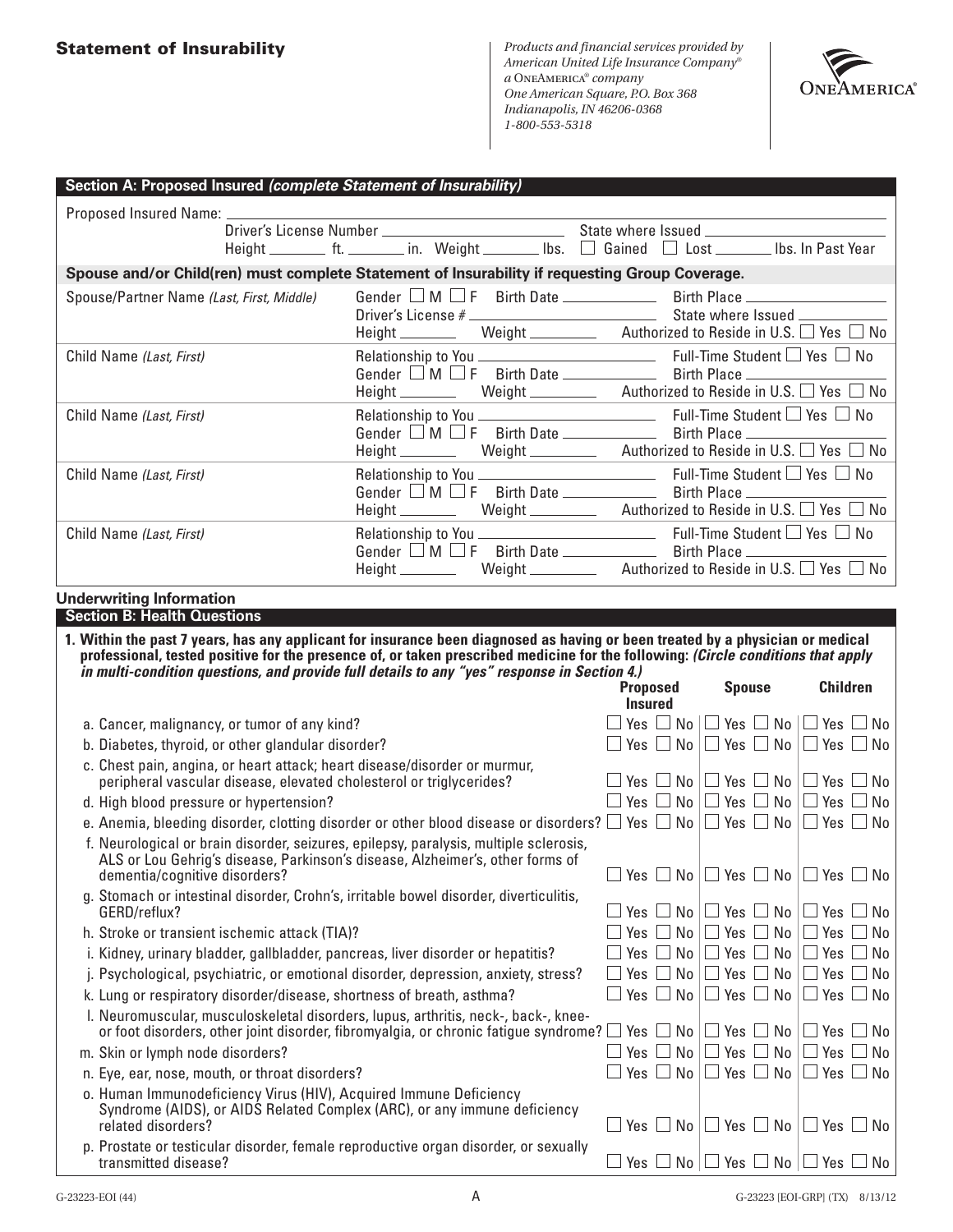## Statement of Insurability

*Products and financial services provided by American United Life Insurance Company® a OneAmerica® company One American Square, P.O. Box 368 Indianapolis, IN 46206-0368 1-800-553-5318*

ONEAMERICA®

### Section A: Proposed Insured *(complete Statement of Insurability)*

Proposed Insured Name: \_\_\_\_\_\_\_\_\_\_

Driver's License Number \_\_\_\_\_\_\_\_\_\_ State where Issued \_\_\_\_\_\_\_\_\_\_

Height \_\_\_\_\_ ft. \_\_\_\_\_ in. Weight \_\_\_\_\_ lbs. ☐ Gained ☐ Lost \_\_\_\_\_ lbs. In Past Year

**Spouse and/or Child(ren) must complete Statement of Insurability if requesting Group Coverage.**

| | |
|---|---|
| Spouse/Partner Name *(Last, First, Middle)* | Gender ☐ M ☐ F Birth Date \_\_\_\_\_ Birth Place \_\_\_\_\_<br>Driver's License # \_\_\_\_\_ State where Issued \_\_\_\_\_<br>Height \_\_\_\_\_ Weight \_\_\_\_\_ Authorized to Reside in U.S. ☐ Yes ☐ No |
| Child Name *(Last, First)* | Relationship to You \_\_\_\_\_ Full-Time Student ☐ Yes ☐ No<br>Gender ☐ M ☐ F Birth Date \_\_\_\_\_ Birth Place \_\_\_\_\_<br>Height \_\_\_\_\_ Weight \_\_\_\_\_ Authorized to Reside in U.S. ☐ Yes ☐ No |
| Child Name *(Last, First)* | Relationship to You \_\_\_\_\_ Full-Time Student ☐ Yes ☐ No<br>Gender ☐ M ☐ F Birth Date \_\_\_\_\_ Birth Place \_\_\_\_\_<br>Height \_\_\_\_\_ Weight \_\_\_\_\_ Authorized to Reside in U.S. ☐ Yes ☐ No |
| Child Name *(Last, First)* | Relationship to You \_\_\_\_\_ Full-Time Student ☐ Yes ☐ No<br>Gender ☐ M ☐ F Birth Date \_\_\_\_\_ Birth Place \_\_\_\_\_<br>Height \_\_\_\_\_ Weight \_\_\_\_\_ Authorized to Reside in U.S. ☐ Yes ☐ No |
| Child Name *(Last, First)* | Relationship to You \_\_\_\_\_ Full-Time Student ☐ Yes ☐ No<br>Gender ☐ M ☐ F Birth Date \_\_\_\_\_ Birth Place \_\_\_\_\_<br>Height \_\_\_\_\_ Weight \_\_\_\_\_ Authorized to Reside in U.S. ☐ Yes ☐ No |

### Underwriting Information

### Section B: Health Questions

**1. Within the past 7 years, has any applicant for insurance been diagnosed as having or been treated by a physician or medical professional, tested positive for the presence of, or taken prescribed medicine for the following: *(Circle conditions that apply in multi-condition questions, and provide full details to any "yes" response in Section 4.)***

| | Proposed Insured | Spouse | Children |
|---|---|---|---|
| a. Cancer, malignancy, or tumor of any kind? | ☐ Yes ☐ No | ☐ Yes ☐ No | ☐ Yes ☐ No |
| b. Diabetes, thyroid, or other glandular disorder? | ☐ Yes ☐ No | ☐ Yes ☐ No | ☐ Yes ☐ No |
| c. Chest pain, angina, or heart attack; heart disease/disorder or murmur, peripheral vascular disease, elevated cholesterol or triglycerides? | ☐ Yes ☐ No | ☐ Yes ☐ No | ☐ Yes ☐ No |
| d. High blood pressure or hypertension? | ☐ Yes ☐ No | ☐ Yes ☐ No | ☐ Yes ☐ No |
| e. Anemia, bleeding disorder, clotting disorder or other blood disease or disorders? | ☐ Yes ☐ No | ☐ Yes ☐ No | ☐ Yes ☐ No |
| f. Neurological or brain disorder, seizures, epilepsy, paralysis, multiple sclerosis, ALS or Lou Gehrig's disease, Parkinson's disease, Alzheimer's, other forms of dementia/cognitive disorders? | ☐ Yes ☐ No | ☐ Yes ☐ No | ☐ Yes ☐ No |
| g. Stomach or intestinal disorder, Crohn's, irritable bowel disorder, diverticulitis, GERD/reflux? | ☐ Yes ☐ No | ☐ Yes ☐ No | ☐ Yes ☐ No |
| h. Stroke or transient ischemic attack (TIA)? | ☐ Yes ☐ No | ☐ Yes ☐ No | ☐ Yes ☐ No |
| i. Kidney, urinary bladder, gallbladder, pancreas, liver disorder or hepatitis? | ☐ Yes ☐ No | ☐ Yes ☐ No | ☐ Yes ☐ No |
| j. Psychological, psychiatric, or emotional disorder, depression, anxiety, stress? | ☐ Yes ☐ No | ☐ Yes ☐ No | ☐ Yes ☐ No |
| k. Lung or respiratory disorder/disease, shortness of breath, asthma? | ☐ Yes ☐ No | ☐ Yes ☐ No | ☐ Yes ☐ No |
| l. Neuromuscular, musculoskeletal disorders, lupus, arthritis, neck-, back-, knee- or foot disorders, other joint disorder, fibromyalgia, or chronic fatigue syndrome? | ☐ Yes ☐ No | ☐ Yes ☐ No | ☐ Yes ☐ No |
| m. Skin or lymph node disorders? | ☐ Yes ☐ No | ☐ Yes ☐ No | ☐ Yes ☐ No |
| n. Eye, ear, nose, mouth, or throat disorders? | ☐ Yes ☐ No | ☐ Yes ☐ No | ☐ Yes ☐ No |
| o. Human Immunodeficiency Virus (HIV), Acquired Immune Deficiency Syndrome (AIDS), or AIDS Related Complex (ARC), or any immune deficiency related disorders? | ☐ Yes ☐ No | ☐ Yes ☐ No | ☐ Yes ☐ No |
| p. Prostate or testicular disorder, female reproductive organ disorder, or sexually transmitted disease? | ☐ Yes ☐ No | ☐ Yes ☐ No | ☐ Yes ☐ No |

G-23223-EOI (44) A G-23223 [EOI-GRP] (TX) 8/13/12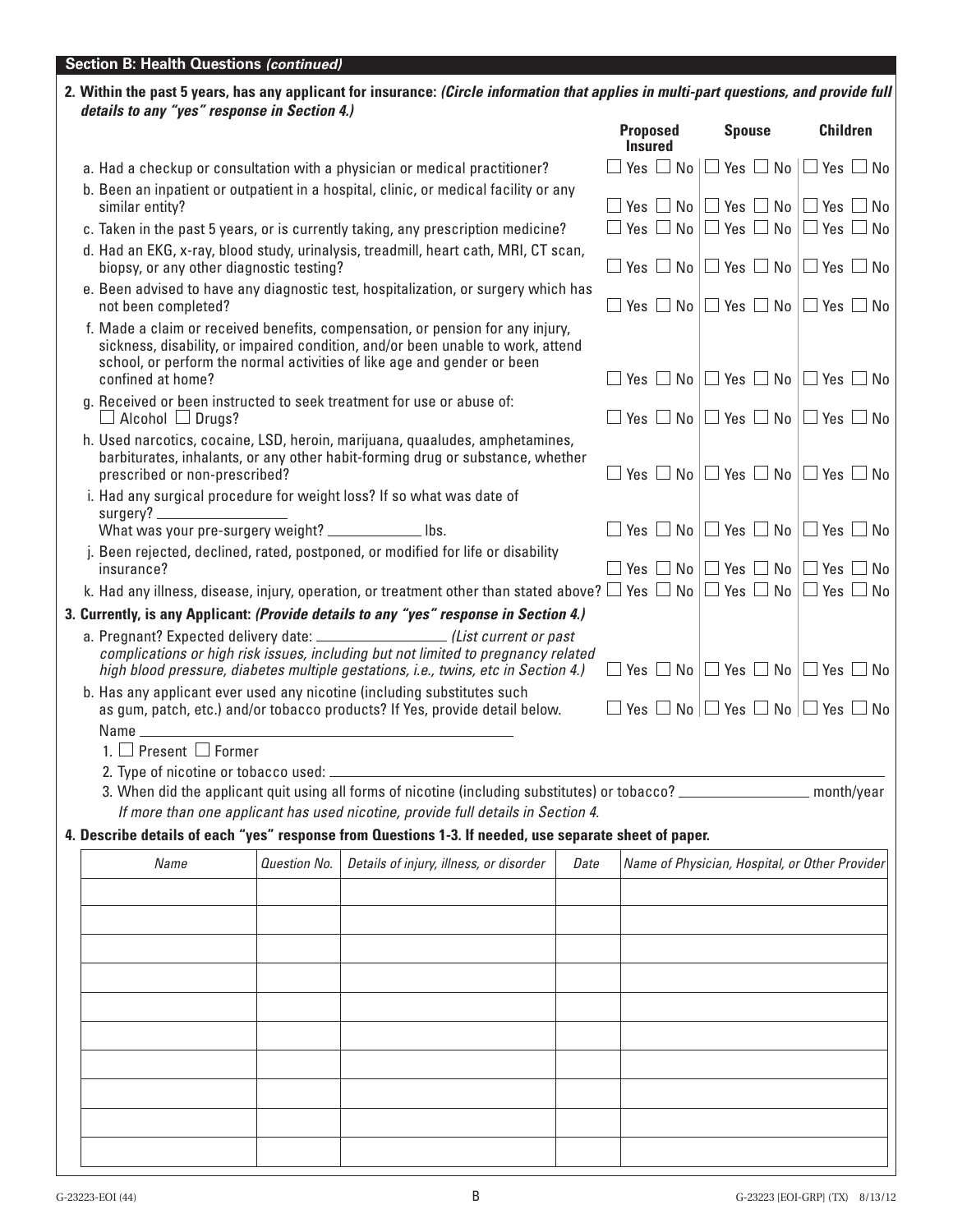## Section B: Health Questions *(continued)*

**2. Within the past 5 years, has any applicant for insurance:** ***(Circle information that applies in multi-part questions, and provide full details to any "yes" response in Section 4.)***

| | Proposed Insured | Spouse | Children |
|---|---|---|---|
| a. Had a checkup or consultation with a physician or medical practitioner? | ☐ Yes ☐ No | ☐ Yes ☐ No | ☐ Yes ☐ No |
| b. Been an inpatient or outpatient in a hospital, clinic, or medical facility or any similar entity? | ☐ Yes ☐ No | ☐ Yes ☐ No | ☐ Yes ☐ No |
| c. Taken in the past 5 years, or is currently taking, any prescription medicine? | ☐ Yes ☐ No | ☐ Yes ☐ No | ☐ Yes ☐ No |
| d. Had an EKG, x-ray, blood study, urinalysis, treadmill, heart cath, MRI, CT scan, biopsy, or any other diagnostic testing? | ☐ Yes ☐ No | ☐ Yes ☐ No | ☐ Yes ☐ No |
| e. Been advised to have any diagnostic test, hospitalization, or surgery which has not been completed? | ☐ Yes ☐ No | ☐ Yes ☐ No | ☐ Yes ☐ No |
| f. Made a claim or received benefits, compensation, or pension for any injury, sickness, disability, or impaired condition, and/or been unable to work, attend school, or perform the normal activities of like age and gender or been confined at home? | ☐ Yes ☐ No | ☐ Yes ☐ No | ☐ Yes ☐ No |
| g. Received or been instructed to seek treatment for use or abuse of: ☐ Alcohol ☐ Drugs? | ☐ Yes ☐ No | ☐ Yes ☐ No | ☐ Yes ☐ No |
| h. Used narcotics, cocaine, LSD, heroin, marijuana, quaaludes, amphetamines, barbiturates, inhalants, or any other habit-forming drug or substance, whether prescribed or non-prescribed? | ☐ Yes ☐ No | ☐ Yes ☐ No | ☐ Yes ☐ No |
| i. Had any surgical procedure for weight loss? If so what was date of surgery? ________ What was your pre-surgery weight? ________ lbs. | ☐ Yes ☐ No | ☐ Yes ☐ No | ☐ Yes ☐ No |
| j. Been rejected, declined, rated, postponed, or modified for life or disability insurance? | ☐ Yes ☐ No | ☐ Yes ☐ No | ☐ Yes ☐ No |
| k. Had any illness, disease, injury, operation, or treatment other than stated above? | ☐ Yes ☐ No | ☐ Yes ☐ No | ☐ Yes ☐ No |

**3. Currently, is any Applicant:** ***(Provide details to any "yes" response in Section 4.)***

| | Proposed Insured | Spouse | Children |
|---|---|---|---|
| a. Pregnant? Expected delivery date: ________ *(List current or past complications or high risk issues, including but not limited to pregnancy related high blood pressure, diabetes multiple gestations, i.e., twins, etc in Section 4.)* | ☐ Yes ☐ No | ☐ Yes ☐ No | ☐ Yes ☐ No |
| b. Has any applicant ever used any nicotine (including substitutes such as gum, patch, etc.) and/or tobacco products? If Yes, provide detail below. | ☐ Yes ☐ No | ☐ Yes ☐ No | ☐ Yes ☐ No |

Name ________________________________

1. ☐ Present ☐ Former
2. Type of nicotine or tobacco used: ________________________________
3. When did the applicant quit using all forms of nicotine (including substitutes) or tobacco? ________ month/year

*If more than one applicant has used nicotine, provide full details in Section 4.*

**4. Describe details of each "yes" response from Questions 1-3. If needed, use separate sheet of paper.**

| *Name* | *Question No.* | *Details of injury, illness, or disorder* | *Date* | *Name of Physician, Hospital, or Other Provider* |
|---|---|---|---|---|
| | | | | |
| | | | | |
| | | | | |
| | | | | |
| | | | | |
| | | | | |
| | | | | |
| | | | | |
| | | | | |
| | | | | |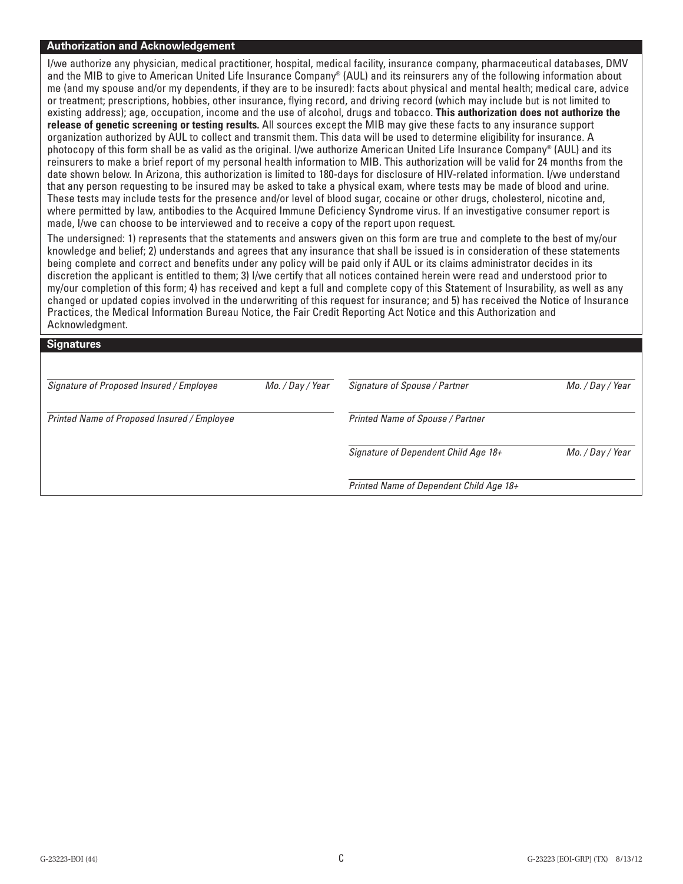## Authorization and Acknowledgement

I/we authorize any physician, medical practitioner, hospital, medical facility, insurance company, pharmaceutical databases, DMV and the MIB to give to American United Life Insurance Company® (AUL) and its reinsurers any of the following information about me (and my spouse and/or my dependents, if they are to be insured): facts about physical and mental health; medical care, advice or treatment; prescriptions, hobbies, other insurance, flying record, and driving record (which may include but is not limited to existing address); age, occupation, income and the use of alcohol, drugs and tobacco. **This authorization does not authorize the release of genetic screening or testing results.** All sources except the MIB may give these facts to any insurance support organization authorized by AUL to collect and transmit them. This data will be used to determine eligibility for insurance. A photocopy of this form shall be as valid as the original. I/we authorize American United Life Insurance Company® (AUL) and its reinsurers to make a brief report of my personal health information to MIB. This authorization will be valid for 24 months from the date shown below. In Arizona, this authorization is limited to 180-days for disclosure of HIV-related information. I/we understand that any person requesting to be insured may be asked to take a physical exam, where tests may be made of blood and urine. These tests may include tests for the presence and/or level of blood sugar, cocaine or other drugs, cholesterol, nicotine and, where permitted by law, antibodies to the Acquired Immune Deficiency Syndrome virus. If an investigative consumer report is made, I/we can choose to be interviewed and to receive a copy of the report upon request.

The undersigned: 1) represents that the statements and answers given on this form are true and complete to the best of my/our knowledge and belief; 2) understands and agrees that any insurance that shall be issued is in consideration of these statements being complete and correct and benefits under any policy will be paid only if AUL or its claims administrator decides in its discretion the applicant is entitled to them; 3) I/we certify that all notices contained herein were read and understood prior to my/our completion of this form; 4) has received and kept a full and complete copy of this Statement of Insurability, as well as any changed or updated copies involved in the underwriting of this request for insurance; and 5) has received the Notice of Insurance Practices, the Medical Information Bureau Notice, the Fair Credit Reporting Act Notice and this Authorization and Acknowledgment.

## Signatures

| | | | |
|---|---|---|---|
| *Signature of Proposed Insured / Employee* | *Mo. / Day / Year* | *Signature of Spouse / Partner* | *Mo. / Day / Year* |
| *Printed Name of Proposed Insured / Employee* | | *Printed Name of Spouse / Partner* | |
| | | *Signature of Dependent Child Age 18+* | *Mo. / Day / Year* |
| | | *Printed Name of Dependent Child Age 18+* | |

G-23223-EOI (44) C G-23223 [EOI-GRP] (TX) 8/13/12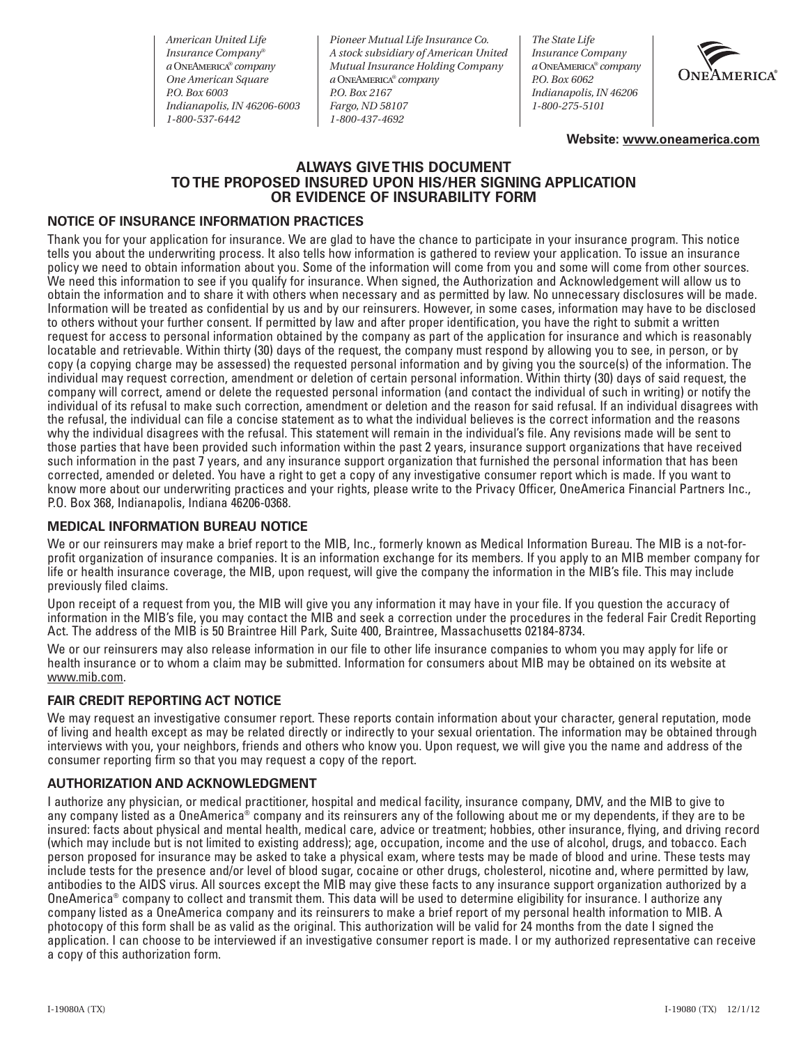*American United Life Insurance Company®*
*a OneAmerica® company*
*One American Square*
*P.O. Box 6003*
*Indianapolis, IN 46206-6003*
*1-800-537-6442*

*Pioneer Mutual Life Insurance Co.*
*A stock subsidiary of American United Mutual Insurance Holding Company*
*a OneAmerica® company*
*P.O. Box 2167*
*Fargo, ND 58107*
*1-800-437-4692*

*The State Life Insurance Company*
*a OneAmerica® company*
*P.O. Box 6062*
*Indianapolis, IN 46206*
*1-800-275-5101*

OneAmerica®

**Website: www.oneamerica.com**

## ALWAYS GIVE THIS DOCUMENT TO THE PROPOSED INSURED UPON HIS/HER SIGNING APPLICATION OR EVIDENCE OF INSURABILITY FORM

### NOTICE OF INSURANCE INFORMATION PRACTICES

Thank you for your application for insurance. We are glad to have the chance to participate in your insurance program. This notice tells you about the underwriting process. It also tells how information is gathered to review your application. To issue an insurance policy we need to obtain information about you. Some of the information will come from you and some will come from other sources. We need this information to see if you qualify for insurance. When signed, the Authorization and Acknowledgement will allow us to obtain the information and to share it with others when necessary and as permitted by law. No unnecessary disclosures will be made. Information will be treated as confidential by us and by our reinsurers. However, in some cases, information may have to be disclosed to others without your further consent. If permitted by law and after proper identification, you have the right to submit a written request for access to personal information obtained by the company as part of the application for insurance and which is reasonably locatable and retrievable. Within thirty (30) days of the request, the company must respond by allowing you to see, in person, or by copy (a copying charge may be assessed) the requested personal information and by giving you the source(s) of the information. The individual may request correction, amendment or deletion of certain personal information. Within thirty (30) days of said request, the company will correct, amend or delete the requested personal information (and contact the individual of such in writing) or notify the individual of its refusal to make such correction, amendment or deletion and the reason for said refusal. If an individual disagrees with the refusal, the individual can file a concise statement as to what the individual believes is the correct information and the reasons why the individual disagrees with the refusal. This statement will remain in the individual's file. Any revisions made will be sent to those parties that have been provided such information within the past 2 years, insurance support organizations that have received such information in the past 7 years, and any insurance support organization that furnished the personal information that has been corrected, amended or deleted. You have a right to get a copy of any investigative consumer report which is made. If you want to know more about our underwriting practices and your rights, please write to the Privacy Officer, OneAmerica Financial Partners Inc., P.O. Box 368, Indianapolis, Indiana 46206-0368.

### MEDICAL INFORMATION BUREAU NOTICE

We or our reinsurers may make a brief report to the MIB, Inc., formerly known as Medical Information Bureau. The MIB is a not-for-profit organization of insurance companies. It is an information exchange for its members. If you apply to an MIB member company for life or health insurance coverage, the MIB, upon request, will give the company the information in the MIB's file. This may include previously filed claims.

Upon receipt of a request from you, the MIB will give you any information it may have in your file. If you question the accuracy of information in the MIB's file, you may contact the MIB and seek a correction under the procedures in the federal Fair Credit Reporting Act. The address of the MIB is 50 Braintree Hill Park, Suite 400, Braintree, Massachusetts 02184-8734.

We or our reinsurers may also release information in our file to other life insurance companies to whom you may apply for life or health insurance or to whom a claim may be submitted. Information for consumers about MIB may be obtained on its website at www.mib.com.

### FAIR CREDIT REPORTING ACT NOTICE

We may request an investigative consumer report. These reports contain information about your character, general reputation, mode of living and health except as may be related directly or indirectly to your sexual orientation. The information may be obtained through interviews with you, your neighbors, friends and others who know you. Upon request, we will give you the name and address of the consumer reporting firm so that you may request a copy of the report.

### AUTHORIZATION AND ACKNOWLEDGMENT

I authorize any physician, or medical practitioner, hospital and medical facility, insurance company, DMV, and the MIB to give to any company listed as a OneAmerica® company and its reinsurers any of the following about me or my dependents, if they are to be insured: facts about physical and mental health, medical care, advice or treatment; hobbies, other insurance, flying, and driving record (which may include but is not limited to existing address); age, occupation, income and the use of alcohol, drugs, and tobacco. Each person proposed for insurance may be asked to take a physical exam, where tests may be made of blood and urine. These tests may include tests for the presence and/or level of blood sugar, cocaine or other drugs, cholesterol, nicotine and, where permitted by law, antibodies to the AIDS virus. All sources except the MIB may give these facts to any insurance support organization authorized by a OneAmerica® company to collect and transmit them. This data will be used to determine eligibility for insurance. I authorize any company listed as a OneAmerica company and its reinsurers to make a brief report of my personal health information to MIB. A photocopy of this form shall be as valid as the original. This authorization will be valid for 24 months from the date I signed the application. I can choose to be interviewed if an investigative consumer report is made. I or my authorized representative can receive a copy of this authorization form.

I-19080A (TX)

I-19080 (TX) 12/1/12